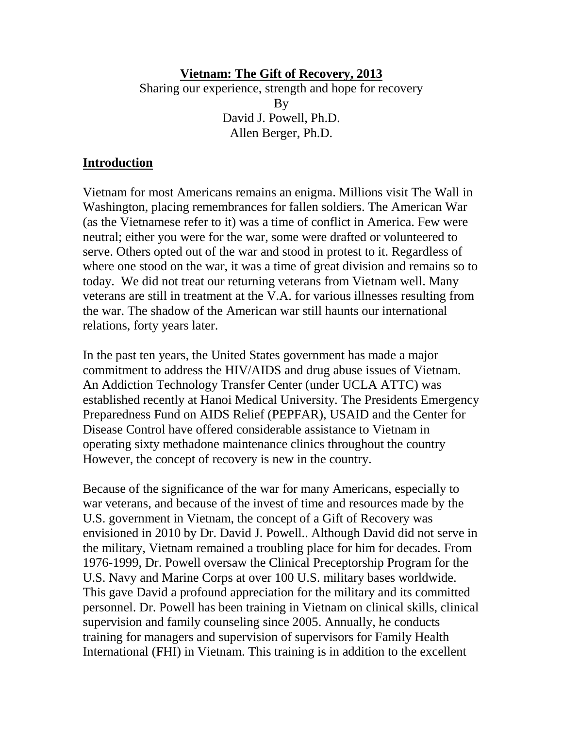**Vietnam: The Gift of Recovery, 2013**

Sharing our experience, strength and hope for recovery

By

David J. Powell, Ph.D.

Allen Berger, Ph.D.

## Introduction

Vietnam for most Americans remains an enigma. Millions visit The Wall in Washington, placing remembrances for fallen soldiers. The American War (as the Vietnamese refer to it) was a time of conflict in America. Few were neutral; either you were for the war, some were drafted or volunteered to serve. Others opted out of the war and stood in protest to it. Regardless of where one stood on the war, it was a time of great division and remains so to today. We did not treat our returning veterans from Vietnam well. Many veterans are still in treatment at the V.A. for various illnesses resulting from the war. The shadow of the American war still haunts our international relations, forty years later.

In the past ten years, the United States government has made a major commitment to address the HIV/AIDS and drug abuse issues of Vietnam. An Addiction Technology Transfer Center (under UCLA ATTC) was established recently at Hanoi Medical University. The Presidents Emergency Preparedness Fund on AIDS Relief (PEPFAR), USAID and the Center for Disease Control have offered considerable assistance to Vietnam in operating sixty methadone maintenance clinics throughout the country However, the concept of recovery is new in the country.

Because of the significance of the war for many Americans, especially to war veterans, and because of the invest of time and resources made by the U.S. government in Vietnam, the concept of a Gift of Recovery was envisioned in 2010 by Dr. David J. Powell.. Although David did not serve in the military, Vietnam remained a troubling place for him for decades. From 1976-1999, Dr. Powell oversaw the Clinical Preceptorship Program for the U.S. Navy and Marine Corps at over 100 U.S. military bases worldwide. This gave David a profound appreciation for the military and its committed personnel. Dr. Powell has been training in Vietnam on clinical skills, clinical supervision and family counseling since 2005. Annually, he conducts training for managers and supervision of supervisors for Family Health International (FHI) in Vietnam. This training is in addition to the excellent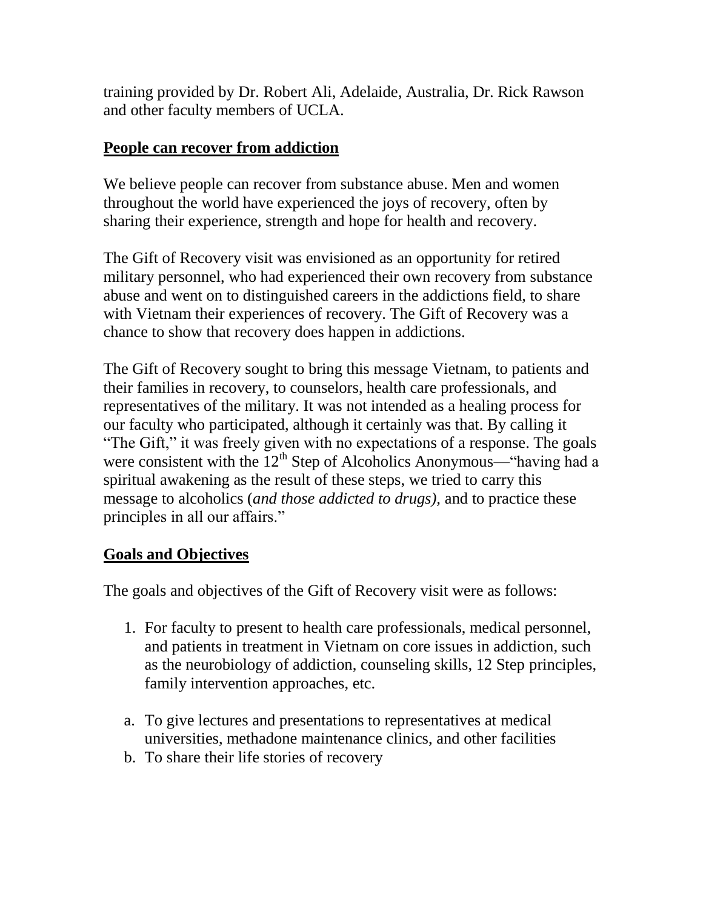training provided by Dr. Robert Ali, Adelaide, Australia, Dr. Rick Rawson and other faculty members of UCLA.

## People can recover from addiction

We believe people can recover from substance abuse. Men and women throughout the world have experienced the joys of recovery, often by sharing their experience, strength and hope for health and recovery.

The Gift of Recovery visit was envisioned as an opportunity for retired military personnel, who had experienced their own recovery from substance abuse and went on to distinguished careers in the addictions field, to share with Vietnam their experiences of recovery. The Gift of Recovery was a chance to show that recovery does happen in addictions.

The Gift of Recovery sought to bring this message Vietnam, to patients and their families in recovery, to counselors, health care professionals, and representatives of the military. It was not intended as a healing process for our faculty who participated, although it certainly was that. By calling it "The Gift," it was freely given with no expectations of a response. The goals were consistent with the 12th Step of Alcoholics Anonymous—"having had a spiritual awakening as the result of these steps, we tried to carry this message to alcoholics (*and those addicted to drugs),* and to practice these principles in all our affairs."

## Goals and Objectives

The goals and objectives of the Gift of Recovery visit were as follows:

1. For faculty to present to health care professionals, medical personnel, and patients in treatment in Vietnam on core issues in addiction, such as the neurobiology of addiction, counseling skills, 12 Step principles, family intervention approaches, etc.

a. To give lectures and presentations to representatives at medical universities, methadone maintenance clinics, and other facilities
b. To share their life stories of recovery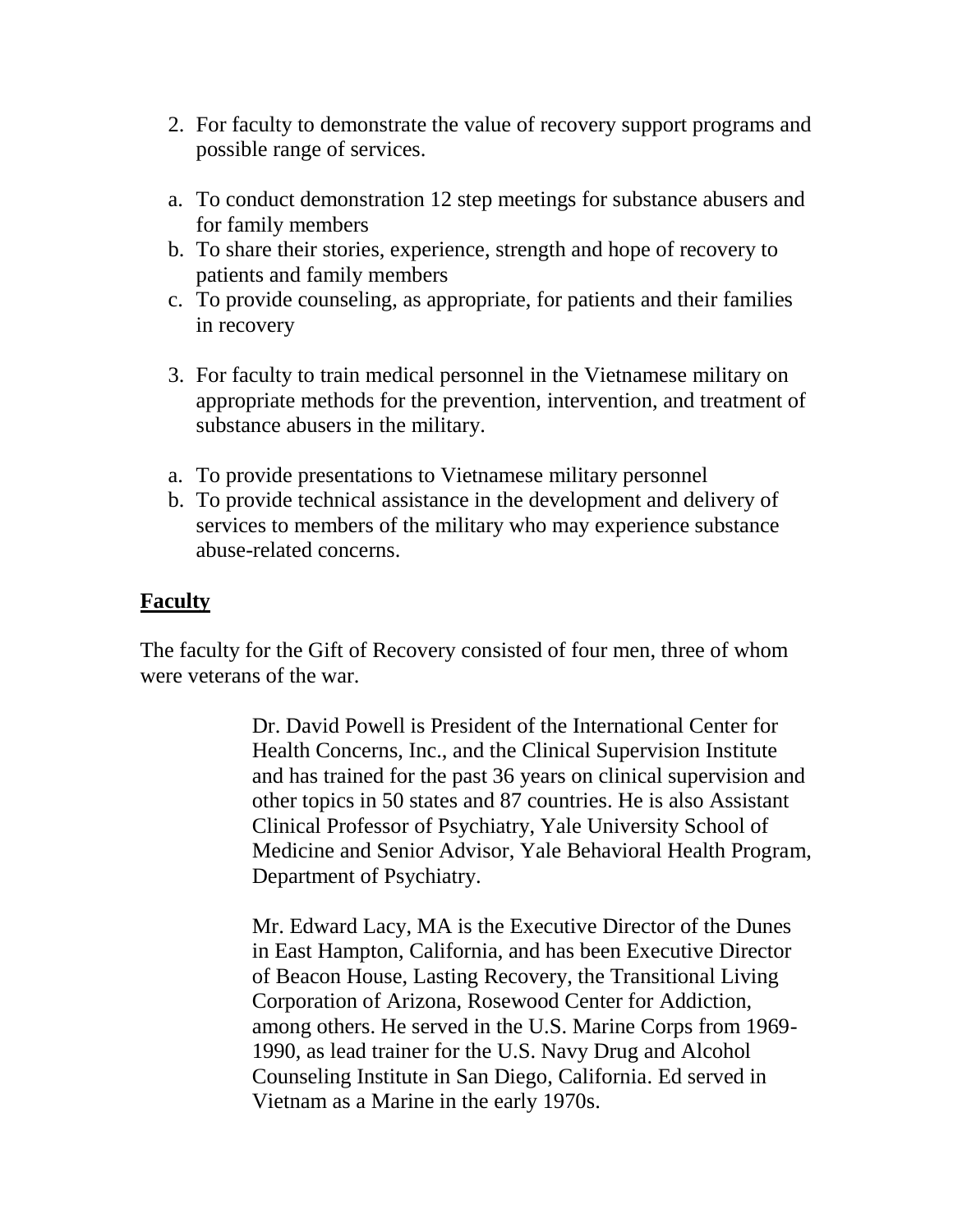2. For faculty to demonstrate the value of recovery support programs and possible range of services.

a. To conduct demonstration 12 step meetings for substance abusers and for family members
b. To share their stories, experience, strength and hope of recovery to patients and family members
c. To provide counseling, as appropriate, for patients and their families in recovery

3. For faculty to train medical personnel in the Vietnamese military on appropriate methods for the prevention, intervention, and treatment of substance abusers in the military.

a. To provide presentations to Vietnamese military personnel
b. To provide technical assistance in the development and delivery of services to members of the military who may experience substance abuse-related concerns.

**Faculty**

The faculty for the Gift of Recovery consisted of four men, three of whom were veterans of the war.

> Dr. David Powell is President of the International Center for Health Concerns, Inc., and the Clinical Supervision Institute and has trained for the past 36 years on clinical supervision and other topics in 50 states and 87 countries. He is also Assistant Clinical Professor of Psychiatry, Yale University School of Medicine and Senior Advisor, Yale Behavioral Health Program, Department of Psychiatry.
>
> Mr. Edward Lacy, MA is the Executive Director of the Dunes in East Hampton, California, and has been Executive Director of Beacon House, Lasting Recovery, the Transitional Living Corporation of Arizona, Rosewood Center for Addiction, among others. He served in the U.S. Marine Corps from 1969-1990, as lead trainer for the U.S. Navy Drug and Alcohol Counseling Institute in San Diego, California. Ed served in Vietnam as a Marine in the early 1970s.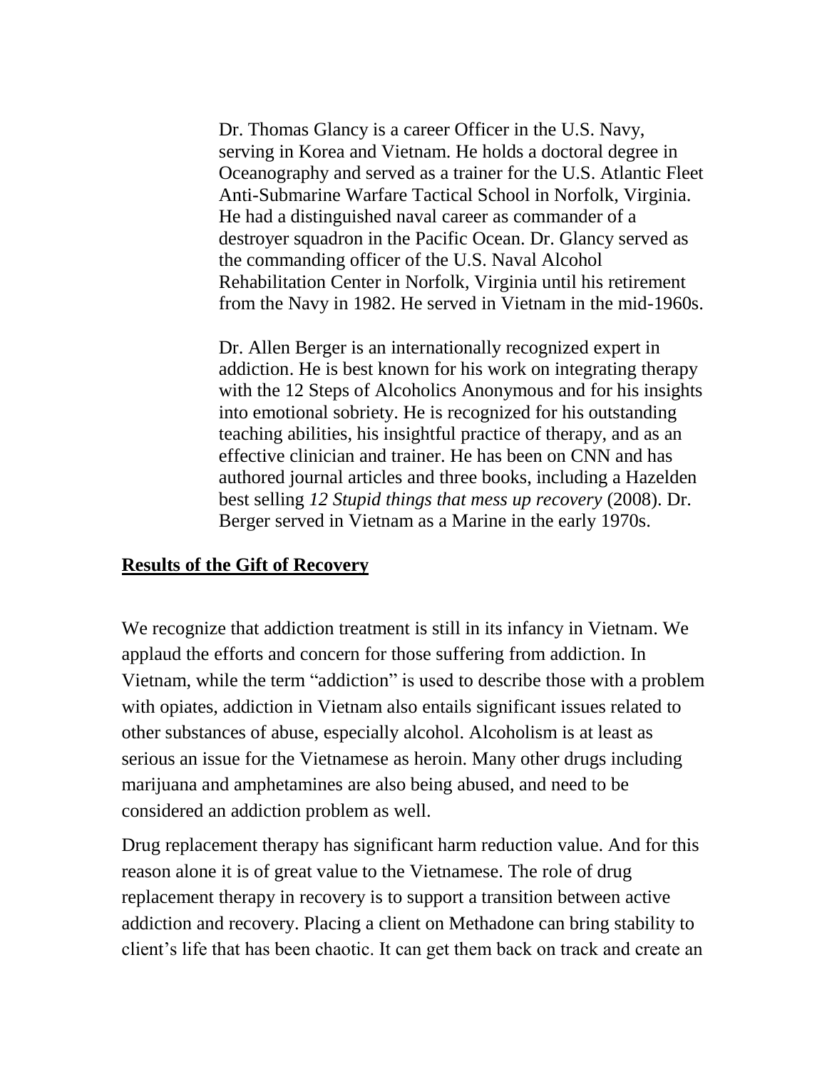Dr. Thomas Glancy is a career Officer in the U.S. Navy, serving in Korea and Vietnam. He holds a doctoral degree in Oceanography and served as a trainer for the U.S. Atlantic Fleet Anti-Submarine Warfare Tactical School in Norfolk, Virginia. He had a distinguished naval career as commander of a destroyer squadron in the Pacific Ocean. Dr. Glancy served as the commanding officer of the U.S. Naval Alcohol Rehabilitation Center in Norfolk, Virginia until his retirement from the Navy in 1982. He served in Vietnam in the mid-1960s.

Dr. Allen Berger is an internationally recognized expert in addiction. He is best known for his work on integrating therapy with the 12 Steps of Alcoholics Anonymous and for his insights into emotional sobriety. He is recognized for his outstanding teaching abilities, his insightful practice of therapy, and as an effective clinician and trainer. He has been on CNN and has authored journal articles and three books, including a Hazelden best selling *12 Stupid things that mess up recovery* (2008). Dr. Berger served in Vietnam as a Marine in the early 1970s.

## Results of the Gift of Recovery

We recognize that addiction treatment is still in its infancy in Vietnam. We applaud the efforts and concern for those suffering from addiction. In Vietnam, while the term "addiction" is used to describe those with a problem with opiates, addiction in Vietnam also entails significant issues related to other substances of abuse, especially alcohol. Alcoholism is at least as serious an issue for the Vietnamese as heroin. Many other drugs including marijuana and amphetamines are also being abused, and need to be considered an addiction problem as well.

Drug replacement therapy has significant harm reduction value. And for this reason alone it is of great value to the Vietnamese. The role of drug replacement therapy in recovery is to support a transition between active addiction and recovery. Placing a client on Methadone can bring stability to client's life that has been chaotic. It can get them back on track and create an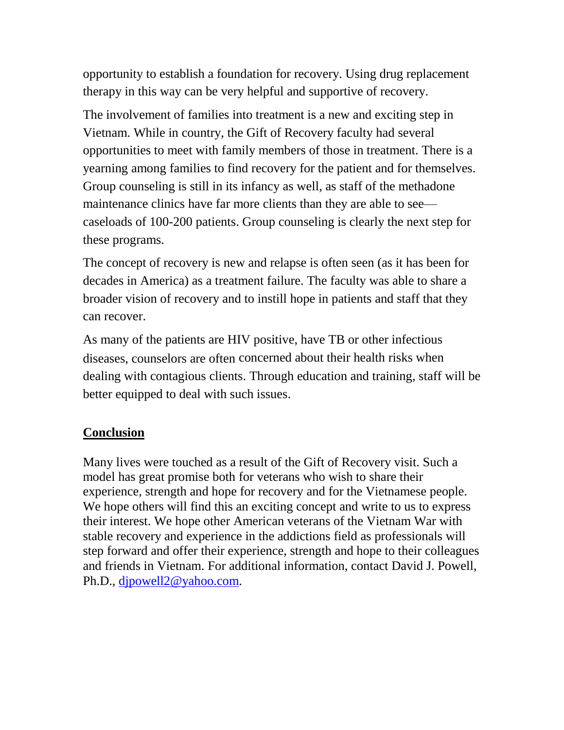opportunity to establish a foundation for recovery. Using drug replacement therapy in this way can be very helpful and supportive of recovery.

The involvement of families into treatment is a new and exciting step in Vietnam. While in country, the Gift of Recovery faculty had several opportunities to meet with family members of those in treatment. There is a yearning among families to find recovery for the patient and for themselves. Group counseling is still in its infancy as well, as staff of the methadone maintenance clinics have far more clients than they are able to see—caseloads of 100-200 patients. Group counseling is clearly the next step for these programs.

The concept of recovery is new and relapse is often seen (as it has been for decades in America) as a treatment failure. The faculty was able to share a broader vision of recovery and to instill hope in patients and staff that they can recover.

As many of the patients are HIV positive, have TB or other infectious diseases, counselors are often concerned about their health risks when dealing with contagious clients. Through education and training, staff will be better equipped to deal with such issues.

## Conclusion

Many lives were touched as a result of the Gift of Recovery visit. Such a model has great promise both for veterans who wish to share their experience, strength and hope for recovery and for the Vietnamese people. We hope others will find this an exciting concept and write to us to express their interest. We hope other American veterans of the Vietnam War with stable recovery and experience in the addictions field as professionals will step forward and offer their experience, strength and hope to their colleagues and friends in Vietnam. For additional information, contact David J. Powell, Ph.D., djpowell2@yahoo.com.